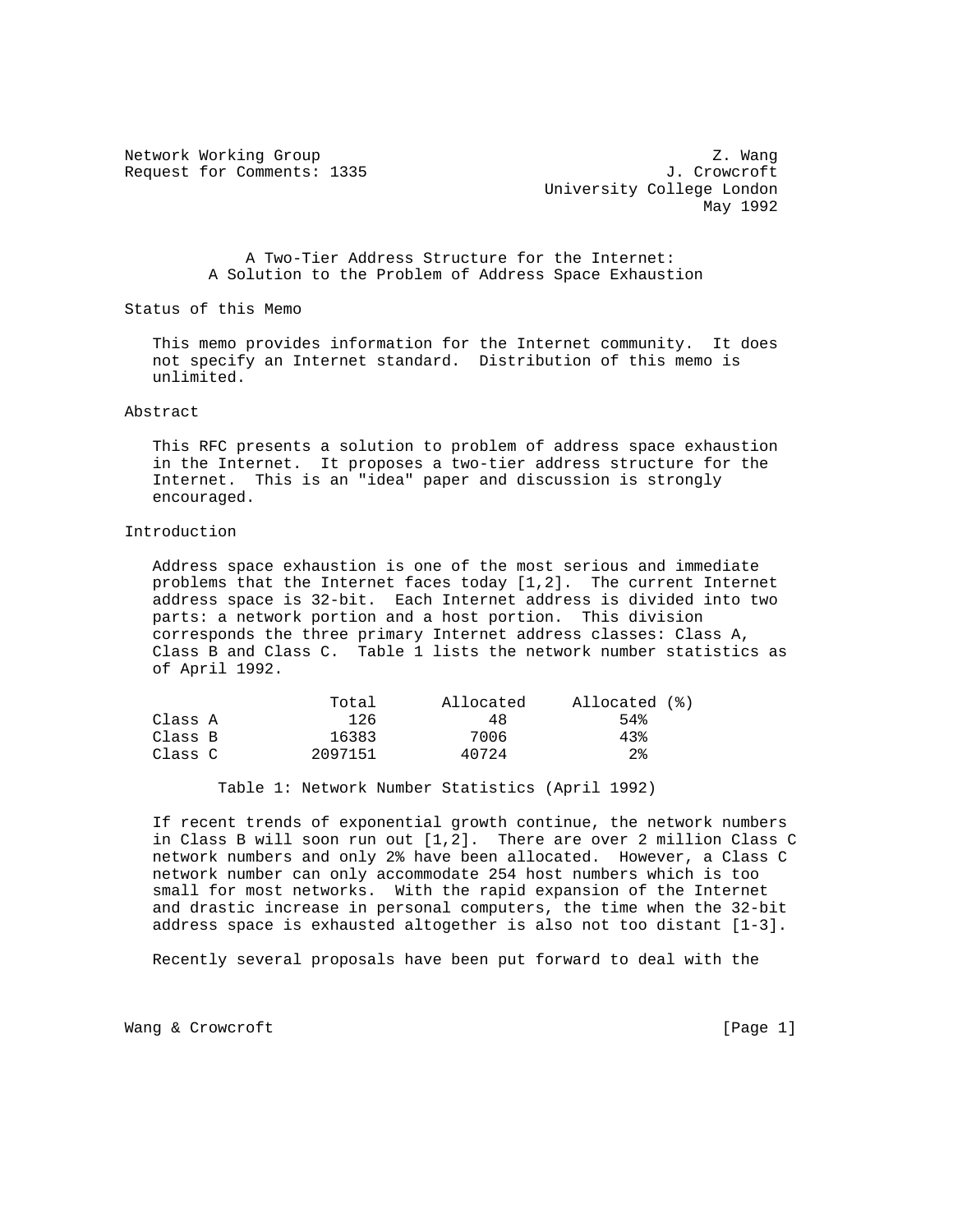Network Working Group                                          Z. Wang
Request for Comments: 1335                                J. Crowcroft
                                              University College London
                                                              May 1992

# A Two-Tier Address Structure for the Internet: A Solution to the Problem of Address Space Exhaustion

## Status of this Memo

This memo provides information for the Internet community. It does not specify an Internet standard. Distribution of this memo is unlimited.

## Abstract

This RFC presents a solution to problem of address space exhaustion in the Internet. It proposes a two-tier address structure for the Internet. This is an "idea" paper and discussion is strongly encouraged.

## Introduction

Address space exhaustion is one of the most serious and immediate problems that the Internet faces today [1,2]. The current Internet address space is 32-bit. Each Internet address is divided into two parts: a network portion and a host portion. This division corresponds the three primary Internet address classes: Class A, Class B and Class C. Table 1 lists the network number statistics as of April 1992.

| | Total | Allocated | Allocated (%) |
|---|---|---|---|
| Class A | 126 | 48 | 54% |
| Class B | 16383 | 7006 | 43% |
| Class C | 2097151 | 40724 | 2% |

Table 1: Network Number Statistics (April 1992)

If recent trends of exponential growth continue, the network numbers in Class B will soon run out [1,2]. There are over 2 million Class C network numbers and only 2% have been allocated. However, a Class C network number can only accommodate 254 host numbers which is too small for most networks. With the rapid expansion of the Internet and drastic increase in personal computers, the time when the 32-bit address space is exhausted altogether is also not too distant [1-3].

Recently several proposals have been put forward to deal with the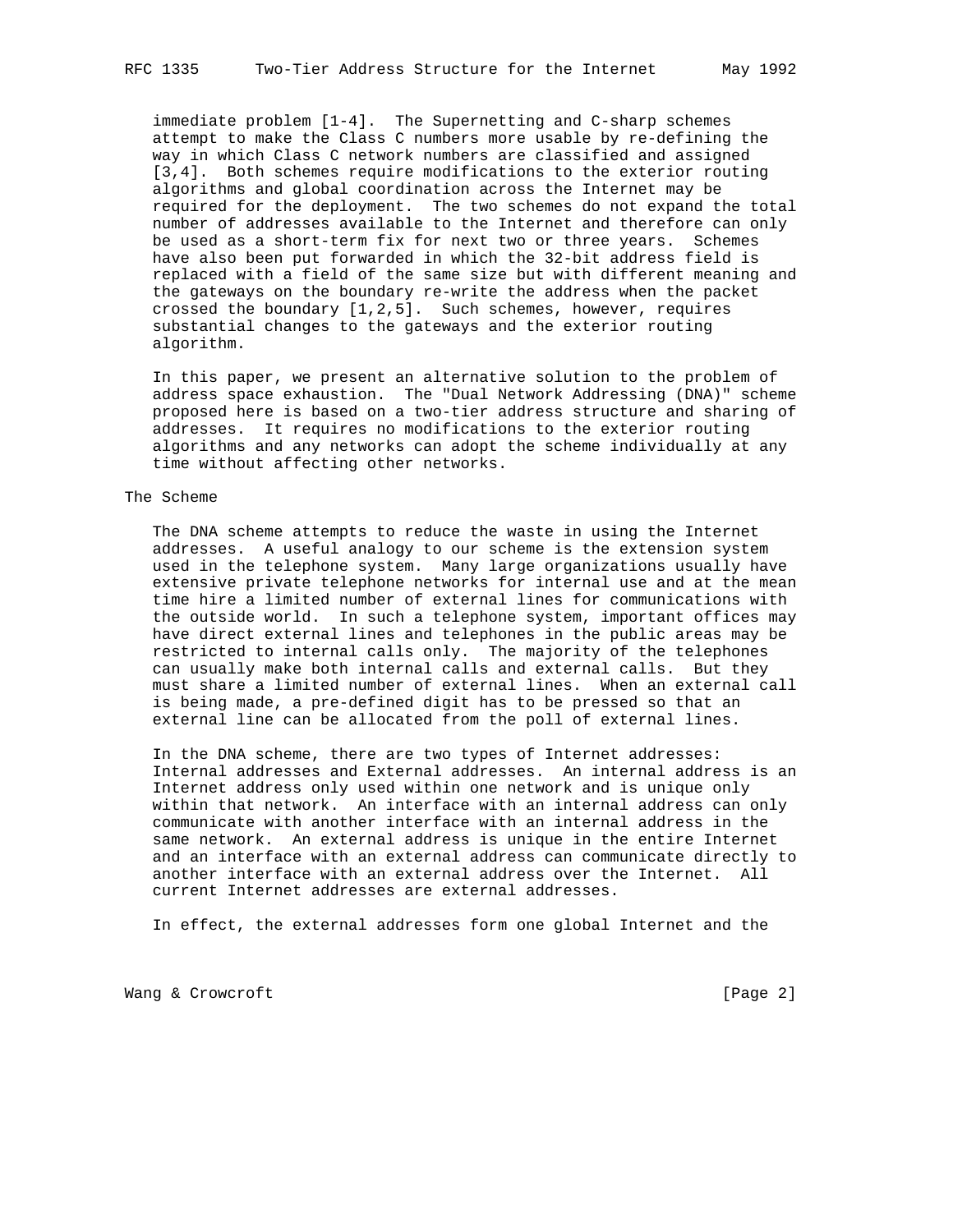immediate problem [1-4]. The Supernetting and C-sharp schemes attempt to make the Class C numbers more usable by re-defining the way in which Class C network numbers are classified and assigned [3,4]. Both schemes require modifications to the exterior routing algorithms and global coordination across the Internet may be required for the deployment. The two schemes do not expand the total number of addresses available to the Internet and therefore can only be used as a short-term fix for next two or three years. Schemes have also been put forwarded in which the 32-bit address field is replaced with a field of the same size but with different meaning and the gateways on the boundary re-write the address when the packet crossed the boundary [1,2,5]. Such schemes, however, requires substantial changes to the gateways and the exterior routing algorithm.

In this paper, we present an alternative solution to the problem of address space exhaustion. The "Dual Network Addressing (DNA)" scheme proposed here is based on a two-tier address structure and sharing of addresses. It requires no modifications to the exterior routing algorithms and any networks can adopt the scheme individually at any time without affecting other networks.

## The Scheme

The DNA scheme attempts to reduce the waste in using the Internet addresses. A useful analogy to our scheme is the extension system used in the telephone system. Many large organizations usually have extensive private telephone networks for internal use and at the mean time hire a limited number of external lines for communications with the outside world. In such a telephone system, important offices may have direct external lines and telephones in the public areas may be restricted to internal calls only. The majority of the telephones can usually make both internal calls and external calls. But they must share a limited number of external lines. When an external call is being made, a pre-defined digit has to be pressed so that an external line can be allocated from the poll of external lines.

In the DNA scheme, there are two types of Internet addresses: Internal addresses and External addresses. An internal address is an Internet address only used within one network and is unique only within that network. An interface with an internal address can only communicate with another interface with an internal address in the same network. An external address is unique in the entire Internet and an interface with an external address can communicate directly to another interface with an external address over the Internet. All current Internet addresses are external addresses.

In effect, the external addresses form one global Internet and the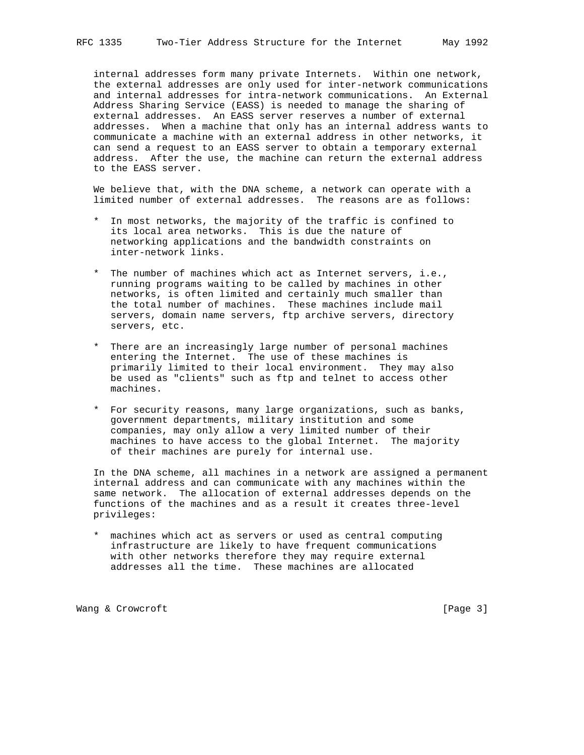internal addresses form many private Internets. Within one network, the external addresses are only used for inter-network communications and internal addresses for intra-network communications. An External Address Sharing Service (EASS) is needed to manage the sharing of external addresses. An EASS server reserves a number of external addresses. When a machine that only has an internal address wants to communicate a machine with an external address in other networks, it can send a request to an EASS server to obtain a temporary external address. After the use, the machine can return the external address to the EASS server.

We believe that, with the DNA scheme, a network can operate with a limited number of external addresses. The reasons are as follows:

* In most networks, the majority of the traffic is confined to its local area networks. This is due the nature of networking applications and the bandwidth constraints on inter-network links.

* The number of machines which act as Internet servers, i.e., running programs waiting to be called by machines in other networks, is often limited and certainly much smaller than the total number of machines. These machines include mail servers, domain name servers, ftp archive servers, directory servers, etc.

* There are an increasingly large number of personal machines entering the Internet. The use of these machines is primarily limited to their local environment. They may also be used as "clients" such as ftp and telnet to access other machines.

* For security reasons, many large organizations, such as banks, government departments, military institution and some companies, may only allow a very limited number of their machines to have access to the global Internet. The majority of their machines are purely for internal use.

In the DNA scheme, all machines in a network are assigned a permanent internal address and can communicate with any machines within the same network. The allocation of external addresses depends on the functions of the machines and as a result it creates three-level privileges:

* machines which act as servers or used as central computing infrastructure are likely to have frequent communications with other networks therefore they may require external addresses all the time. These machines are allocated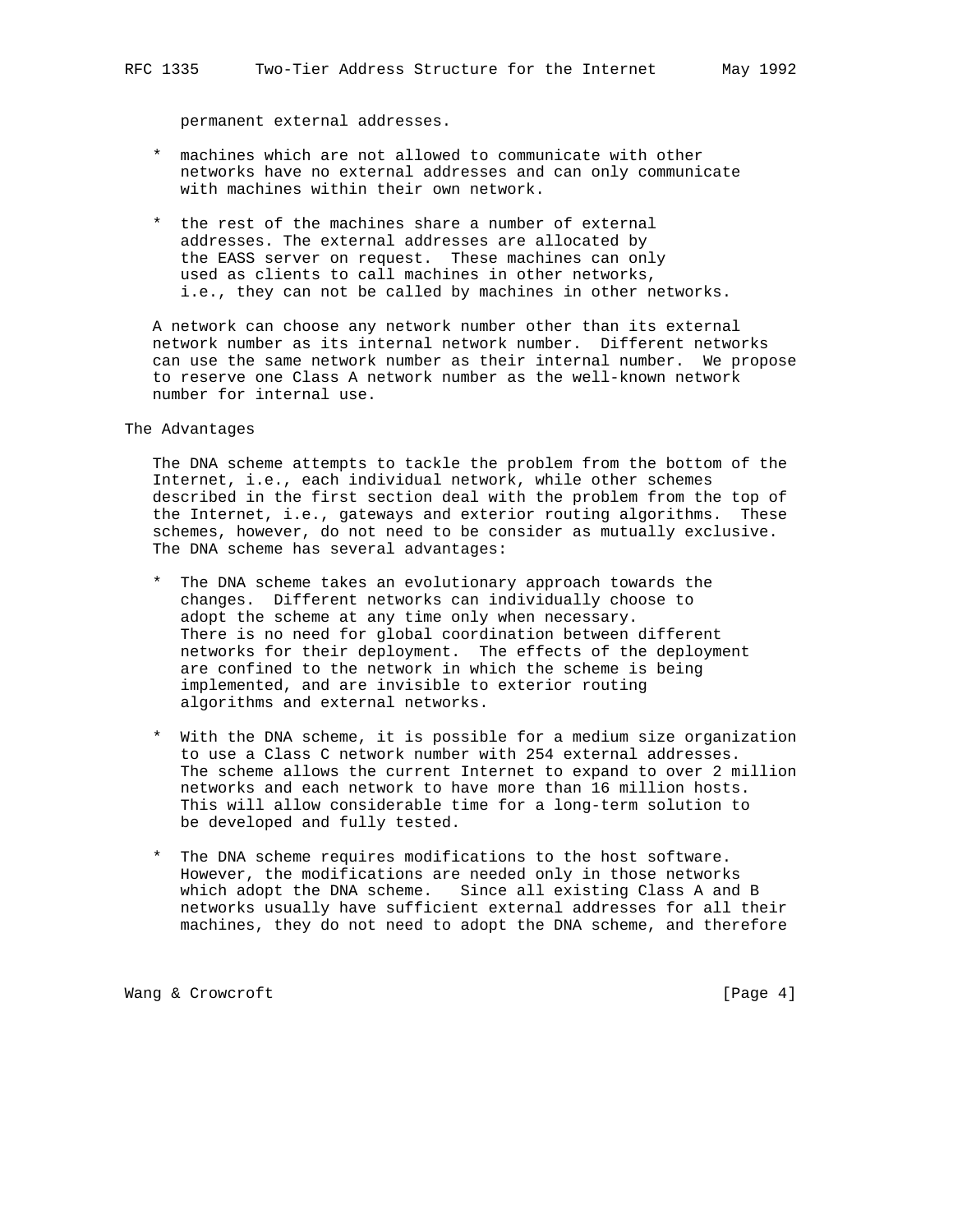permanent external addresses.

* machines which are not allowed to communicate with other networks have no external addresses and can only communicate with machines within their own network.

* the rest of the machines share a number of external addresses. The external addresses are allocated by the EASS server on request. These machines can only used as clients to call machines in other networks, i.e., they can not be called by machines in other networks.

A network can choose any network number other than its external network number as its internal network number. Different networks can use the same network number as their internal number. We propose to reserve one Class A network number as the well-known network number for internal use.

## The Advantages

The DNA scheme attempts to tackle the problem from the bottom of the Internet, i.e., each individual network, while other schemes described in the first section deal with the problem from the top of the Internet, i.e., gateways and exterior routing algorithms. These schemes, however, do not need to be consider as mutually exclusive. The DNA scheme has several advantages:

* The DNA scheme takes an evolutionary approach towards the changes. Different networks can individually choose to adopt the scheme at any time only when necessary. There is no need for global coordination between different networks for their deployment. The effects of the deployment are confined to the network in which the scheme is being implemented, and are invisible to exterior routing algorithms and external networks.

* With the DNA scheme, it is possible for a medium size organization to use a Class C network number with 254 external addresses. The scheme allows the current Internet to expand to over 2 million networks and each network to have more than 16 million hosts. This will allow considerable time for a long-term solution to be developed and fully tested.

* The DNA scheme requires modifications to the host software. However, the modifications are needed only in those networks which adopt the DNA scheme. Since all existing Class A and B networks usually have sufficient external addresses for all their machines, they do not need to adopt the DNA scheme, and therefore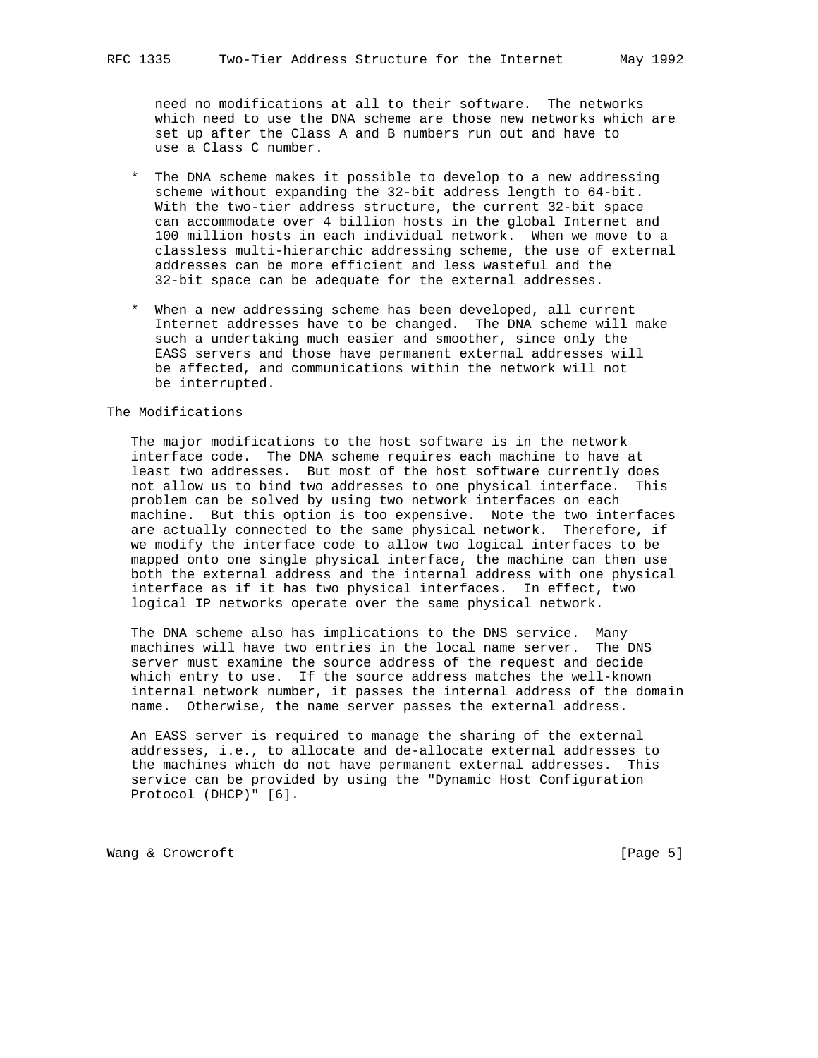need no modifications at all to their software. The networks which need to use the DNA scheme are those new networks which are set up after the Class A and B numbers run out and have to use a Class C number.

* The DNA scheme makes it possible to develop to a new addressing scheme without expanding the 32-bit address length to 64-bit. With the two-tier address structure, the current 32-bit space can accommodate over 4 billion hosts in the global Internet and 100 million hosts in each individual network. When we move to a classless multi-hierarchic addressing scheme, the use of external addresses can be more efficient and less wasteful and the 32-bit space can be adequate for the external addresses.

* When a new addressing scheme has been developed, all current Internet addresses have to be changed. The DNA scheme will make such a undertaking much easier and smoother, since only the EASS servers and those have permanent external addresses will be affected, and communications within the network will not be interrupted.

## The Modifications

The major modifications to the host software is in the network interface code. The DNA scheme requires each machine to have at least two addresses. But most of the host software currently does not allow us to bind two addresses to one physical interface. This problem can be solved by using two network interfaces on each machine. But this option is too expensive. Note the two interfaces are actually connected to the same physical network. Therefore, if we modify the interface code to allow two logical interfaces to be mapped onto one single physical interface, the machine can then use both the external address and the internal address with one physical interface as if it has two physical interfaces. In effect, two logical IP networks operate over the same physical network.

The DNA scheme also has implications to the DNS service. Many machines will have two entries in the local name server. The DNS server must examine the source address of the request and decide which entry to use. If the source address matches the well-known internal network number, it passes the internal address of the domain name. Otherwise, the name server passes the external address.

An EASS server is required to manage the sharing of the external addresses, i.e., to allocate and de-allocate external addresses to the machines which do not have permanent external addresses. This service can be provided by using the "Dynamic Host Configuration Protocol (DHCP)" [6].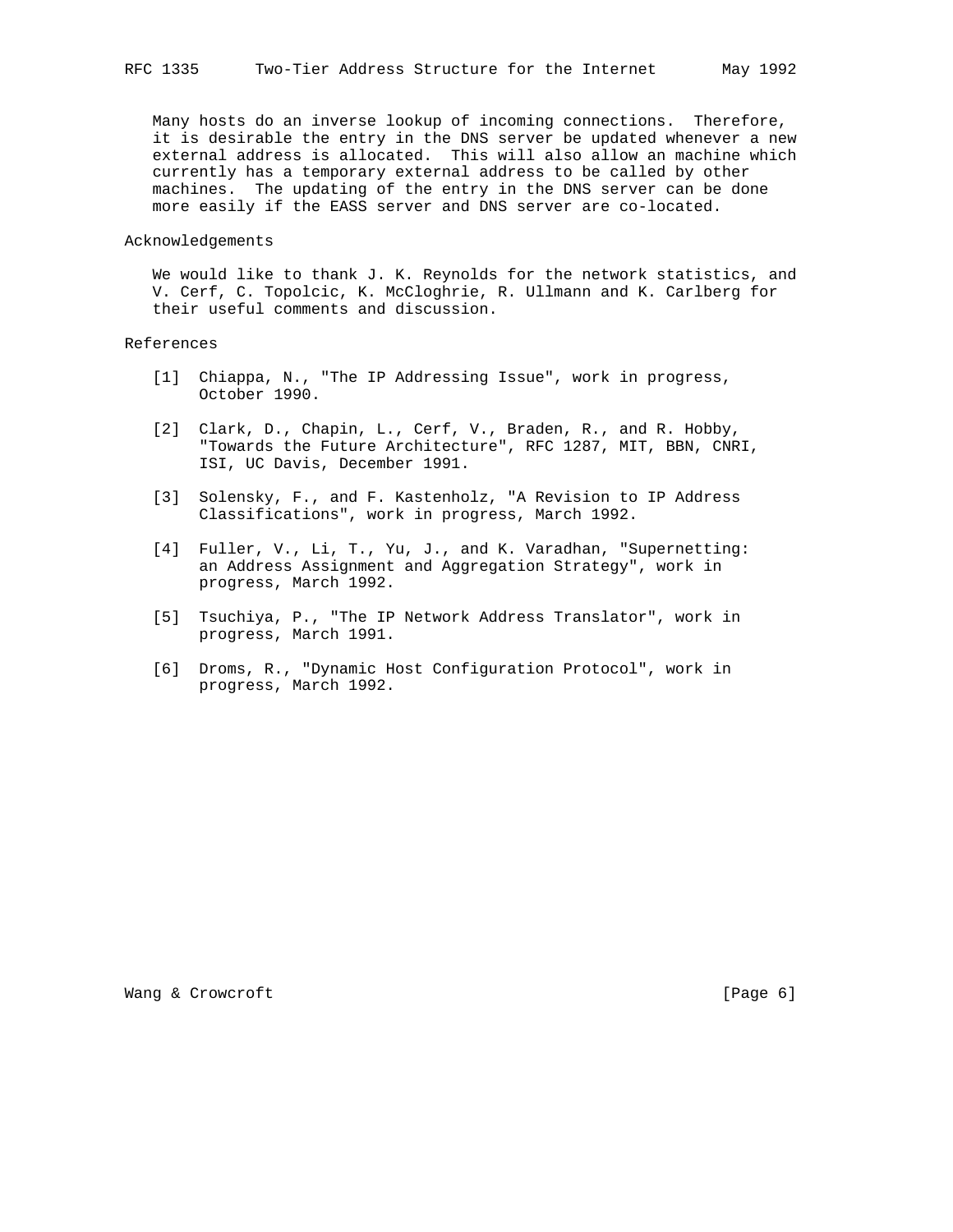Many hosts do an inverse lookup of incoming connections. Therefore, it is desirable the entry in the DNS server be updated whenever a new external address is allocated. This will also allow an machine which currently has a temporary external address to be called by other machines. The updating of the entry in the DNS server can be done more easily if the EASS server and DNS server are co-located.

## Acknowledgements

We would like to thank J. K. Reynolds for the network statistics, and V. Cerf, C. Topolcic, K. McCloghrie, R. Ullmann and K. Carlberg for their useful comments and discussion.

## References

[1] Chiappa, N., "The IP Addressing Issue", work in progress, October 1990.

[2] Clark, D., Chapin, L., Cerf, V., Braden, R., and R. Hobby, "Towards the Future Architecture", RFC 1287, MIT, BBN, CNRI, ISI, UC Davis, December 1991.

[3] Solensky, F., and F. Kastenholz, "A Revision to IP Address Classifications", work in progress, March 1992.

[4] Fuller, V., Li, T., Yu, J., and K. Varadhan, "Supernetting: an Address Assignment and Aggregation Strategy", work in progress, March 1992.

[5] Tsuchiya, P., "The IP Network Address Translator", work in progress, March 1991.

[6] Droms, R., "Dynamic Host Configuration Protocol", work in progress, March 1992.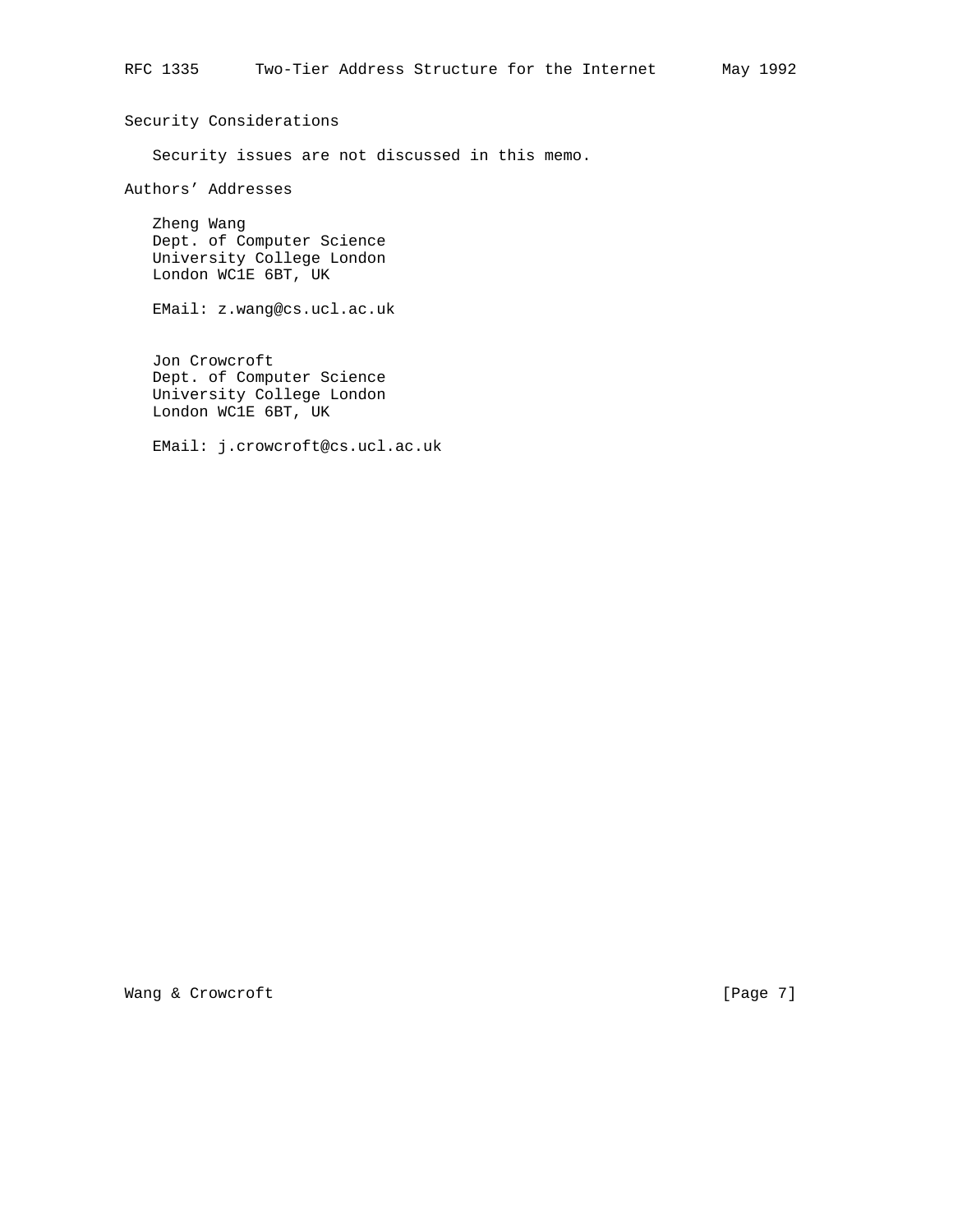## Security Considerations

Security issues are not discussed in this memo.

## Authors' Addresses

Zheng Wang
Dept. of Computer Science
University College London
London WC1E 6BT, UK

EMail: z.wang@cs.ucl.ac.uk

Jon Crowcroft
Dept. of Computer Science
University College London
London WC1E 6BT, UK

EMail: j.crowcroft@cs.ucl.ac.uk